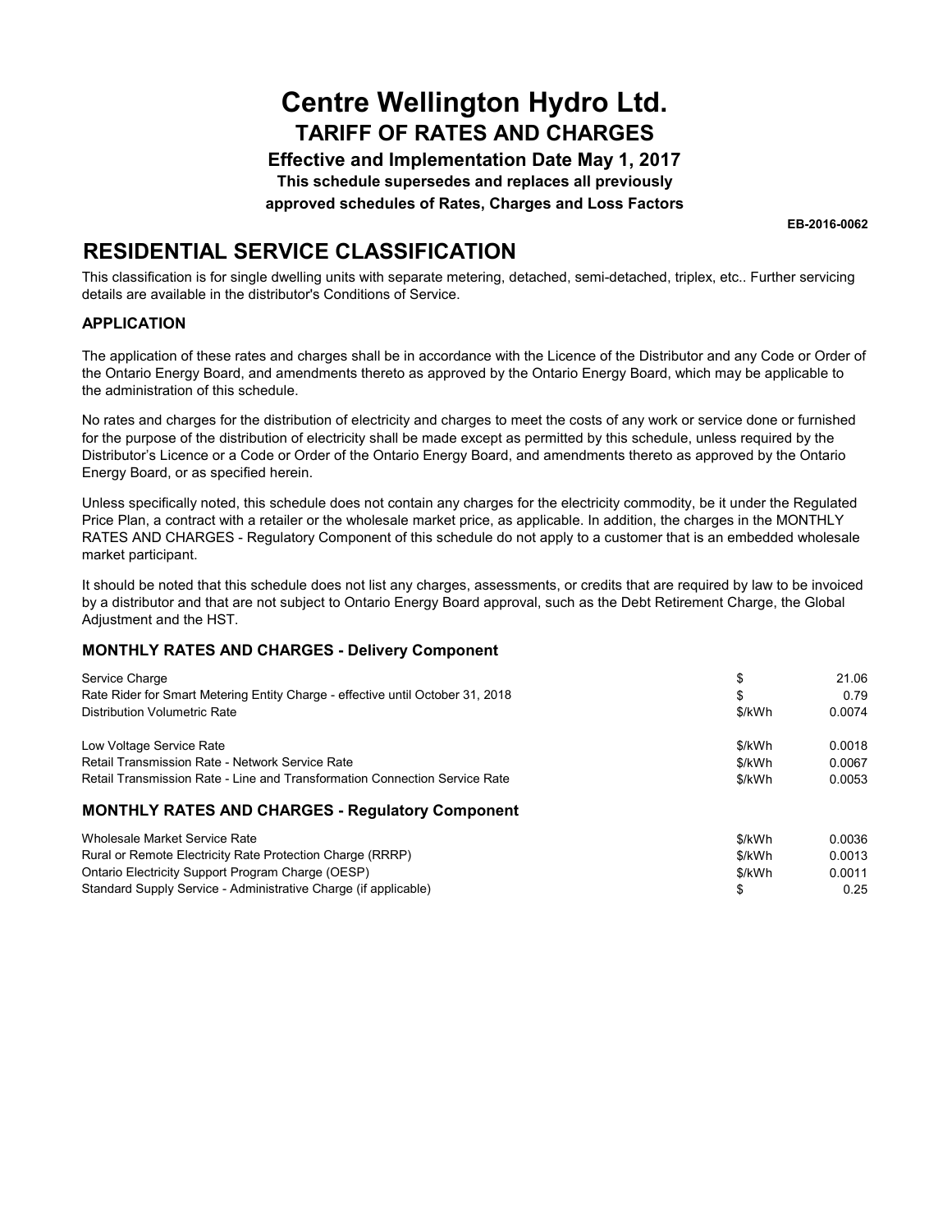# Centre Wellington Hydro Ltd.

## TARIFF OF RATES AND CHARGES

**Effective and Implementation Date May 1, 2017**

**This schedule supersedes and replaces all previously approved schedules of Rates, Charges and Loss Factors**

**EB-2016-0062**

## RESIDENTIAL SERVICE CLASSIFICATION

This classification is for single dwelling units with separate metering, detached, semi-detached, triplex, etc.. Further servicing details are available in the distributor's Conditions of Service.

### APPLICATION

The application of these rates and charges shall be in accordance with the Licence of the Distributor and any Code or Order of the Ontario Energy Board, and amendments thereto as approved by the Ontario Energy Board, which may be applicable to the administration of this schedule.

No rates and charges for the distribution of electricity and charges to meet the costs of any work or service done or furnished for the purpose of the distribution of electricity shall be made except as permitted by this schedule, unless required by the Distributor's Licence or a Code or Order of the Ontario Energy Board, and amendments thereto as approved by the Ontario Energy Board, or as specified herein.

Unless specifically noted, this schedule does not contain any charges for the electricity commodity, be it under the Regulated Price Plan, a contract with a retailer or the wholesale market price, as applicable. In addition, the charges in the MONTHLY RATES AND CHARGES - Regulatory Component of this schedule do not apply to a customer that is an embedded wholesale market participant.

It should be noted that this schedule does not list any charges, assessments, or credits that are required by law to be invoiced by a distributor and that are not subject to Ontario Energy Board approval, such as the Debt Retirement Charge, the Global Adjustment and the HST.

### MONTHLY RATES AND CHARGES - Delivery Component

| | | |
|---|---|---|
| Service Charge | $ | 21.06 |
| Rate Rider for Smart Metering Entity Charge - effective until October 31, 2018 | $ | 0.79 |
| Distribution Volumetric Rate | $/kWh | 0.0074 |
| Low Voltage Service Rate | $/kWh | 0.0018 |
| Retail Transmission Rate - Network Service Rate | $/kWh | 0.0067 |
| Retail Transmission Rate - Line and Transformation Connection Service Rate | $/kWh | 0.0053 |

### MONTHLY RATES AND CHARGES - Regulatory Component

| | | |
|---|---|---|
| Wholesale Market Service Rate | $/kWh | 0.0036 |
| Rural or Remote Electricity Rate Protection Charge (RRRP) | $/kWh | 0.0013 |
| Ontario Electricity Support Program Charge (OESP) | $/kWh | 0.0011 |
| Standard Supply Service - Administrative Charge (if applicable) | $ | 0.25 |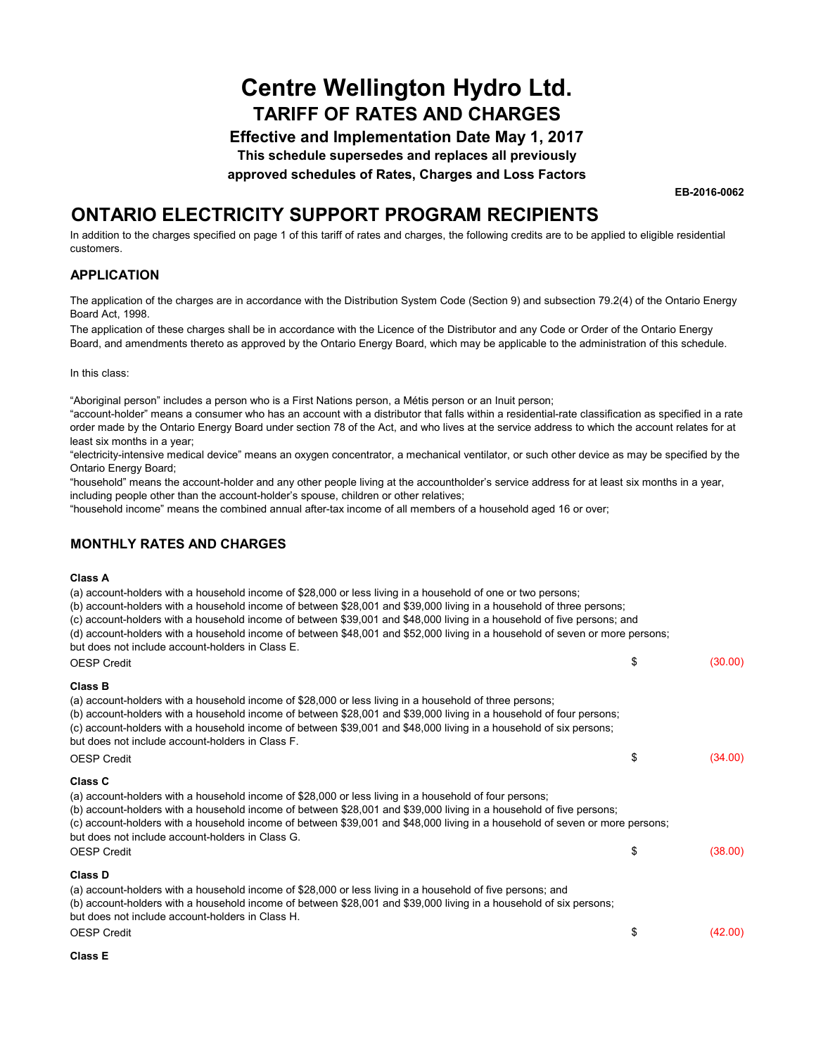# Centre Wellington Hydro Ltd.

## TARIFF OF RATES AND CHARGES

### Effective and Implementation Date May 1, 2017

**This schedule supersedes and replaces all previously approved schedules of Rates, Charges and Loss Factors**

**EB-2016-0062**

## ONTARIO ELECTRICITY SUPPORT PROGRAM RECIPIENTS

In addition to the charges specified on page 1 of this tariff of rates and charges, the following credits are to be applied to eligible residential customers.

### APPLICATION

The application of the charges are in accordance with the Distribution System Code (Section 9) and subsection 79.2(4) of the Ontario Energy Board Act, 1998.

The application of these charges shall be in accordance with the Licence of the Distributor and any Code or Order of the Ontario Energy Board, and amendments thereto as approved by the Ontario Energy Board, which may be applicable to the administration of this schedule.

In this class:

"Aboriginal person" includes a person who is a First Nations person, a Métis person or an Inuit person;
"account-holder" means a consumer who has an account with a distributor that falls within a residential-rate classification as specified in a rate order made by the Ontario Energy Board under section 78 of the Act, and who lives at the service address to which the account relates for at least six months in a year;
"electricity-intensive medical device" means an oxygen concentrator, a mechanical ventilator, or such other device as may be specified by the Ontario Energy Board;
"household" means the account-holder and any other people living at the accountholder's service address for at least six months in a year, including people other than the account-holder's spouse, children or other relatives;
"household income" means the combined annual after-tax income of all members of a household aged 16 or over;

### MONTHLY RATES AND CHARGES

**Class A**

(a) account-holders with a household income of $28,000 or less living in a household of one or two persons;
(b) account-holders with a household income of between $28,001 and $39,000 living in a household of three persons;
(c) account-holders with a household income of between $39,001 and $48,000 living in a household of five persons; and
(d) account-holders with a household income of between $48,001 and $52,000 living in a household of seven or more persons;
but does not include account-holders in Class E.

| | | |
|---|---|---|
| OESP Credit | $ | (30.00) |

**Class B**

(a) account-holders with a household income of $28,000 or less living in a household of three persons;
(b) account-holders with a household income of between $28,001 and $39,000 living in a household of four persons;
(c) account-holders with a household income of between $39,001 and $48,000 living in a household of six persons;
but does not include account-holders in Class F.

| | | |
|---|---|---|
| OESP Credit | $ | (34.00) |

**Class C**

(a) account-holders with a household income of $28,000 or less living in a household of four persons;
(b) account-holders with a household income of between $28,001 and $39,000 living in a household of five persons;
(c) account-holders with a household income of between $39,001 and $48,000 living in a household of seven or more persons;
but does not include account-holders in Class G.

| | | |
|---|---|---|
| OESP Credit | $ | (38.00) |

**Class D**

(a) account-holders with a household income of $28,000 or less living in a household of five persons; and
(b) account-holders with a household income of between $28,001 and $39,000 living in a household of six persons;
but does not include account-holders in Class H.

| | | |
|---|---|---|
| OESP Credit | $ | (42.00) |

**Class E**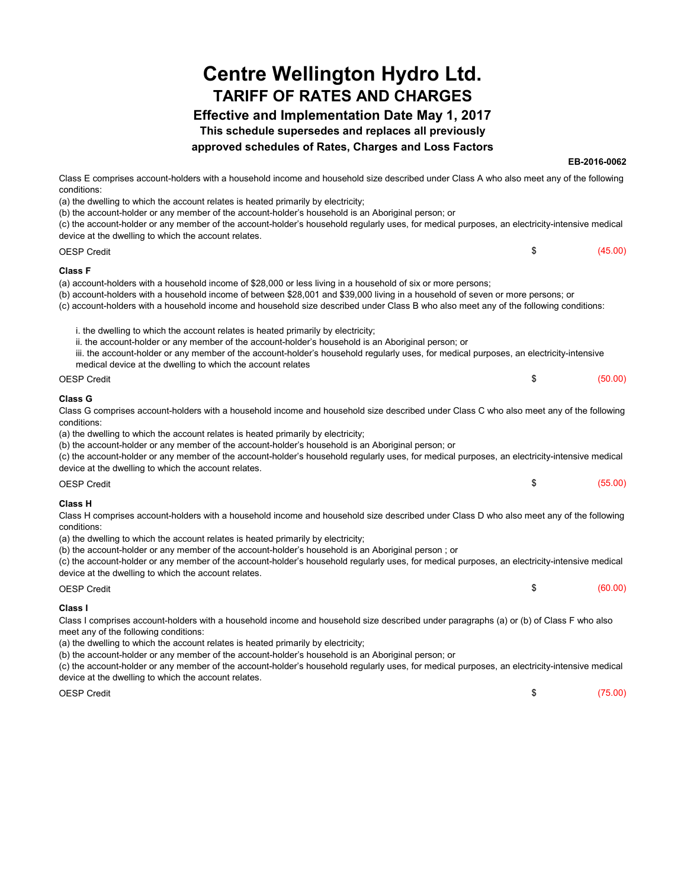# Centre Wellington Hydro Ltd.

## TARIFF OF RATES AND CHARGES

### Effective and Implementation Date May 1, 2017

**This schedule supersedes and replaces all previously approved schedules of Rates, Charges and Loss Factors**

**EB-2016-0062**

Class E comprises account-holders with a household income and household size described under Class A who also meet any of the following conditions:

(a) the dwelling to which the account relates is heated primarily by electricity;

(b) the account-holder or any member of the account-holder's household is an Aboriginal person; or

(c) the account-holder or any member of the account-holder's household regularly uses, for medical purposes, an electricity-intensive medical device at the dwelling to which the account relates.

| | | |
|---|---|---|
| OESP Credit | $ | (45.00) |

**Class F**

(a) account-holders with a household income of $28,000 or less living in a household of six or more persons;

(b) account-holders with a household income of between $28,001 and $39,000 living in a household of seven or more persons; or

(c) account-holders with a household income and household size described under Class B who also meet any of the following conditions:

i. the dwelling to which the account relates is heated primarily by electricity;

ii. the account-holder or any member of the account-holder's household is an Aboriginal person; or

iii. the account-holder or any member of the account-holder's household regularly uses, for medical purposes, an electricity-intensive medical device at the dwelling to which the account relates

| | | |
|---|---|---|
| OESP Credit | $ | (50.00) |

**Class G**

Class G comprises account-holders with a household income and household size described under Class C who also meet any of the following conditions:

(a) the dwelling to which the account relates is heated primarily by electricity;

(b) the account-holder or any member of the account-holder's household is an Aboriginal person; or

(c) the account-holder or any member of the account-holder's household regularly uses, for medical purposes, an electricity-intensive medical device at the dwelling to which the account relates.

| | | |
|---|---|---|
| OESP Credit | $ | (55.00) |

**Class H**

Class H comprises account-holders with a household income and household size described under Class D who also meet any of the following conditions:

(a) the dwelling to which the account relates is heated primarily by electricity;

(b) the account-holder or any member of the account-holder's household is an Aboriginal person ; or

(c) the account-holder or any member of the account-holder's household regularly uses, for medical purposes, an electricity-intensive medical device at the dwelling to which the account relates.

| | | |
|---|---|---|
| OESP Credit | $ | (60.00) |

**Class I**

Class I comprises account-holders with a household income and household size described under paragraphs (a) or (b) of Class F who also meet any of the following conditions:

(a) the dwelling to which the account relates is heated primarily by electricity;

(b) the account-holder or any member of the account-holder's household is an Aboriginal person; or

(c) the account-holder or any member of the account-holder's household regularly uses, for medical purposes, an electricity-intensive medical device at the dwelling to which the account relates.

| | | |
|---|---|---|
| OESP Credit | $ | (75.00) |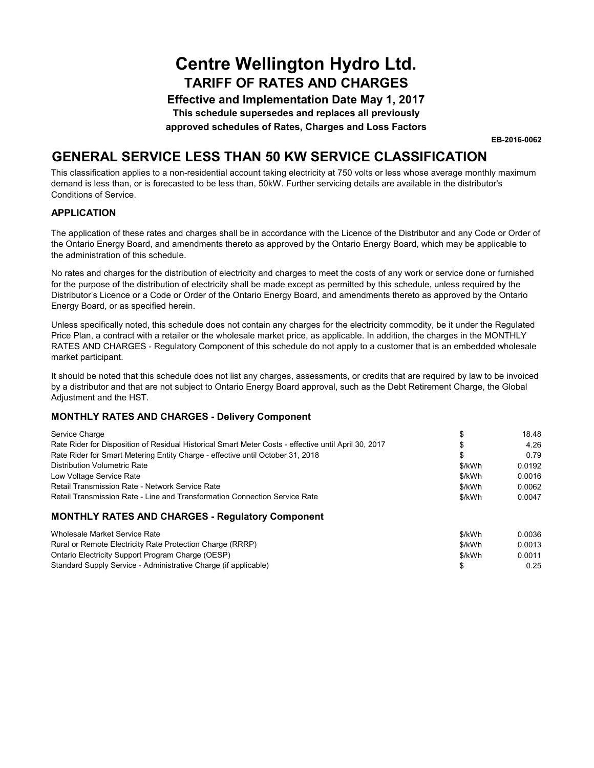# Centre Wellington Hydro Ltd.

## TARIFF OF RATES AND CHARGES

**Effective and Implementation Date May 1, 2017**

**This schedule supersedes and replaces all previously approved schedules of Rates, Charges and Loss Factors**

**EB-2016-0062**

## GENERAL SERVICE LESS THAN 50 KW SERVICE CLASSIFICATION

This classification applies to a non-residential account taking electricity at 750 volts or less whose average monthly maximum demand is less than, or is forecasted to be less than, 50kW. Further servicing details are available in the distributor's Conditions of Service.

### APPLICATION

The application of these rates and charges shall be in accordance with the Licence of the Distributor and any Code or Order of the Ontario Energy Board, and amendments thereto as approved by the Ontario Energy Board, which may be applicable to the administration of this schedule.

No rates and charges for the distribution of electricity and charges to meet the costs of any work or service done or furnished for the purpose of the distribution of electricity shall be made except as permitted by this schedule, unless required by the Distributor's Licence or a Code or Order of the Ontario Energy Board, and amendments thereto as approved by the Ontario Energy Board, or as specified herein.

Unless specifically noted, this schedule does not contain any charges for the electricity commodity, be it under the Regulated Price Plan, a contract with a retailer or the wholesale market price, as applicable. In addition, the charges in the MONTHLY RATES AND CHARGES - Regulatory Component of this schedule do not apply to a customer that is an embedded wholesale market participant.

It should be noted that this schedule does not list any charges, assessments, or credits that are required by law to be invoiced by a distributor and that are not subject to Ontario Energy Board approval, such as the Debt Retirement Charge, the Global Adjustment and the HST.

### MONTHLY RATES AND CHARGES - Delivery Component

| | | |
|---|---|---|
| Service Charge | $ | 18.48 |
| Rate Rider for Disposition of Residual Historical Smart Meter Costs - effective until April 30, 2017 | $ | 4.26 |
| Rate Rider for Smart Metering Entity Charge - effective until October 31, 2018 | $ | 0.79 |
| Distribution Volumetric Rate | $/kWh | 0.0192 |
| Low Voltage Service Rate | $/kWh | 0.0016 |
| Retail Transmission Rate - Network Service Rate | $/kWh | 0.0062 |
| Retail Transmission Rate - Line and Transformation Connection Service Rate | $/kWh | 0.0047 |

### MONTHLY RATES AND CHARGES - Regulatory Component

| | | |
|---|---|---|
| Wholesale Market Service Rate | $/kWh | 0.0036 |
| Rural or Remote Electricity Rate Protection Charge (RRRP) | $/kWh | 0.0013 |
| Ontario Electricity Support Program Charge (OESP) | $/kWh | 0.0011 |
| Standard Supply Service - Administrative Charge (if applicable) | $ | 0.25 |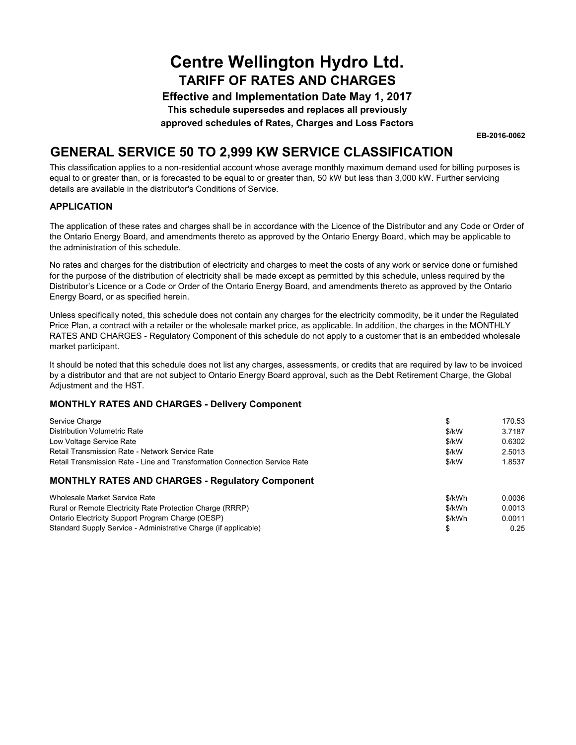# Centre Wellington Hydro Ltd.

## TARIFF OF RATES AND CHARGES

**Effective and Implementation Date May 1, 2017**

**This schedule supersedes and replaces all previously approved schedules of Rates, Charges and Loss Factors**

**EB-2016-0062**

## GENERAL SERVICE 50 TO 2,999 KW SERVICE CLASSIFICATION

This classification applies to a non-residential account whose average monthly maximum demand used for billing purposes is equal to or greater than, or is forecasted to be equal to or greater than, 50 kW but less than 3,000 kW. Further servicing details are available in the distributor's Conditions of Service.

### APPLICATION

The application of these rates and charges shall be in accordance with the Licence of the Distributor and any Code or Order of the Ontario Energy Board, and amendments thereto as approved by the Ontario Energy Board, which may be applicable to the administration of this schedule.

No rates and charges for the distribution of electricity and charges to meet the costs of any work or service done or furnished for the purpose of the distribution of electricity shall be made except as permitted by this schedule, unless required by the Distributor's Licence or a Code or Order of the Ontario Energy Board, and amendments thereto as approved by the Ontario Energy Board, or as specified herein.

Unless specifically noted, this schedule does not contain any charges for the electricity commodity, be it under the Regulated Price Plan, a contract with a retailer or the wholesale market price, as applicable. In addition, the charges in the MONTHLY RATES AND CHARGES - Regulatory Component of this schedule do not apply to a customer that is an embedded wholesale market participant.

It should be noted that this schedule does not list any charges, assessments, or credits that are required by law to be invoiced by a distributor and that are not subject to Ontario Energy Board approval, such as the Debt Retirement Charge, the Global Adjustment and the HST.

### MONTHLY RATES AND CHARGES - Delivery Component

| | | |
|---|---|---|
| Service Charge | $ | 170.53 |
| Distribution Volumetric Rate | $/kW | 3.7187 |
| Low Voltage Service Rate | $/kW | 0.6302 |
| Retail Transmission Rate - Network Service Rate | $/kW | 2.5013 |
| Retail Transmission Rate - Line and Transformation Connection Service Rate | $/kW | 1.8537 |

### MONTHLY RATES AND CHARGES - Regulatory Component

| | | |
|---|---|---|
| Wholesale Market Service Rate | $/kWh | 0.0036 |
| Rural or Remote Electricity Rate Protection Charge (RRRP) | $/kWh | 0.0013 |
| Ontario Electricity Support Program Charge (OESP) | $/kWh | 0.0011 |
| Standard Supply Service - Administrative Charge (if applicable) | $ | 0.25 |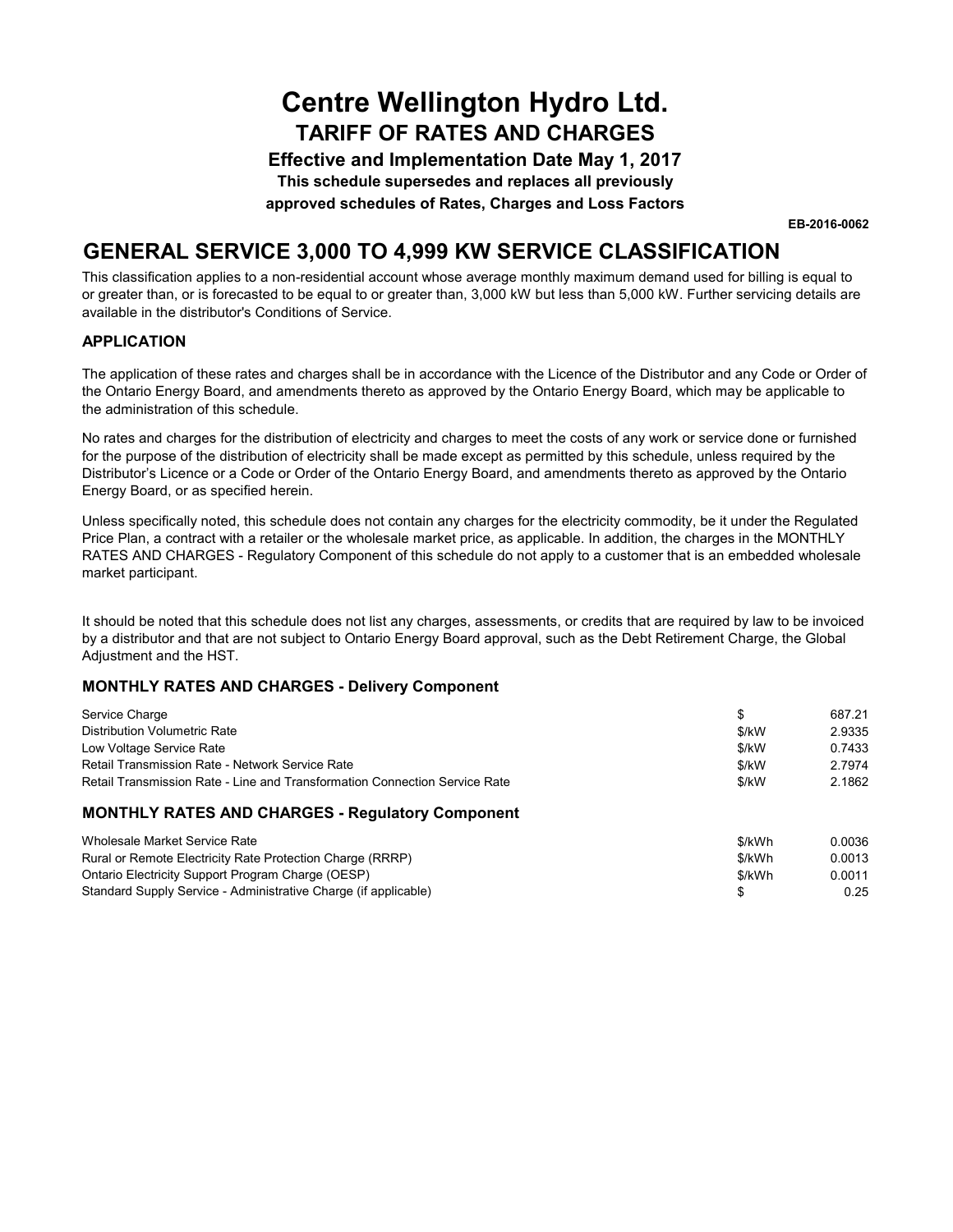# Centre Wellington Hydro Ltd.

## TARIFF OF RATES AND CHARGES

**Effective and Implementation Date May 1, 2017**

**This schedule supersedes and replaces all previously approved schedules of Rates, Charges and Loss Factors**

**EB-2016-0062**

## GENERAL SERVICE 3,000 TO 4,999 KW SERVICE CLASSIFICATION

This classification applies to a non-residential account whose average monthly maximum demand used for billing is equal to or greater than, or is forecasted to be equal to or greater than, 3,000 kW but less than 5,000 kW. Further servicing details are available in the distributor's Conditions of Service.

### APPLICATION

The application of these rates and charges shall be in accordance with the Licence of the Distributor and any Code or Order of the Ontario Energy Board, and amendments thereto as approved by the Ontario Energy Board, which may be applicable to the administration of this schedule.

No rates and charges for the distribution of electricity and charges to meet the costs of any work or service done or furnished for the purpose of the distribution of electricity shall be made except as permitted by this schedule, unless required by the Distributor's Licence or a Code or Order of the Ontario Energy Board, and amendments thereto as approved by the Ontario Energy Board, or as specified herein.

Unless specifically noted, this schedule does not contain any charges for the electricity commodity, be it under the Regulated Price Plan, a contract with a retailer or the wholesale market price, as applicable. In addition, the charges in the MONTHLY RATES AND CHARGES - Regulatory Component of this schedule do not apply to a customer that is an embedded wholesale market participant.

It should be noted that this schedule does not list any charges, assessments, or credits that are required by law to be invoiced by a distributor and that are not subject to Ontario Energy Board approval, such as the Debt Retirement Charge, the Global Adjustment and the HST.

### MONTHLY RATES AND CHARGES - Delivery Component

| | | |
|---|---|---|
| Service Charge | $ | 687.21 |
| Distribution Volumetric Rate | $/kW | 2.9335 |
| Low Voltage Service Rate | $/kW | 0.7433 |
| Retail Transmission Rate - Network Service Rate | $/kW | 2.7974 |
| Retail Transmission Rate - Line and Transformation Connection Service Rate | $/kW | 2.1862 |

### MONTHLY RATES AND CHARGES - Regulatory Component

| | | |
|---|---|---|
| Wholesale Market Service Rate | $/kWh | 0.0036 |
| Rural or Remote Electricity Rate Protection Charge (RRRP) | $/kWh | 0.0013 |
| Ontario Electricity Support Program Charge (OESP) | $/kWh | 0.0011 |
| Standard Supply Service - Administrative Charge (if applicable) | $ | 0.25 |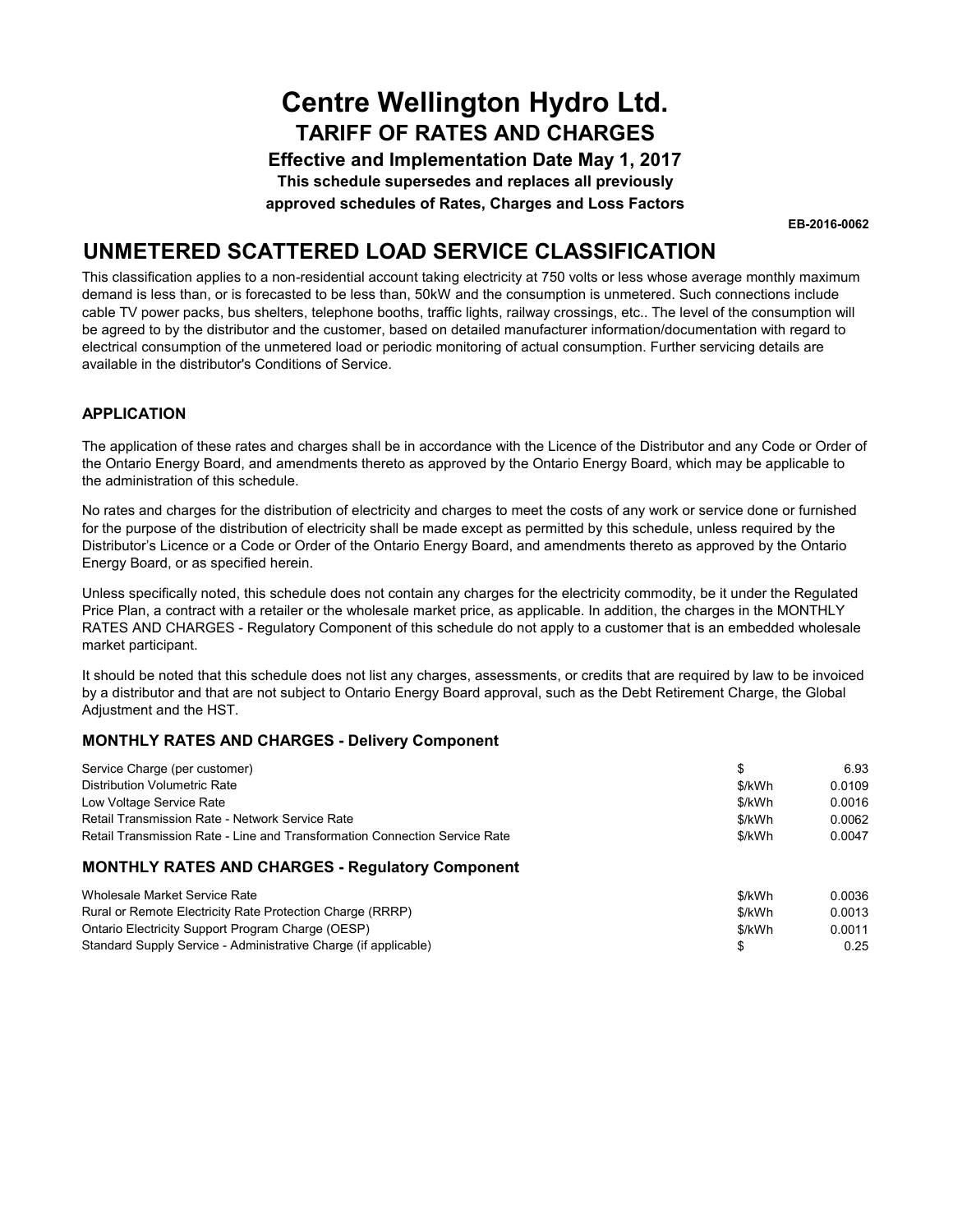# Centre Wellington Hydro Ltd.

## TARIFF OF RATES AND CHARGES

**Effective and Implementation Date May 1, 2017**

**This schedule supersedes and replaces all previously approved schedules of Rates, Charges and Loss Factors**

**EB-2016-0062**

## UNMETERED SCATTERED LOAD SERVICE CLASSIFICATION

This classification applies to a non-residential account taking electricity at 750 volts or less whose average monthly maximum demand is less than, or is forecasted to be less than, 50kW and the consumption is unmetered. Such connections include cable TV power packs, bus shelters, telephone booths, traffic lights, railway crossings, etc.. The level of the consumption will be agreed to by the distributor and the customer, based on detailed manufacturer information/documentation with regard to electrical consumption of the unmetered load or periodic monitoring of actual consumption. Further servicing details are available in the distributor's Conditions of Service.

### APPLICATION

The application of these rates and charges shall be in accordance with the Licence of the Distributor and any Code or Order of the Ontario Energy Board, and amendments thereto as approved by the Ontario Energy Board, which may be applicable to the administration of this schedule.

No rates and charges for the distribution of electricity and charges to meet the costs of any work or service done or furnished for the purpose of the distribution of electricity shall be made except as permitted by this schedule, unless required by the Distributor's Licence or a Code or Order of the Ontario Energy Board, and amendments thereto as approved by the Ontario Energy Board, or as specified herein.

Unless specifically noted, this schedule does not contain any charges for the electricity commodity, be it under the Regulated Price Plan, a contract with a retailer or the wholesale market price, as applicable. In addition, the charges in the MONTHLY RATES AND CHARGES - Regulatory Component of this schedule do not apply to a customer that is an embedded wholesale market participant.

It should be noted that this schedule does not list any charges, assessments, or credits that are required by law to be invoiced by a distributor and that are not subject to Ontario Energy Board approval, such as the Debt Retirement Charge, the Global Adjustment and the HST.

### MONTHLY RATES AND CHARGES - Delivery Component

| | | |
|---|---|---|
| Service Charge (per customer) | $ | 6.93 |
| Distribution Volumetric Rate | $/kWh | 0.0109 |
| Low Voltage Service Rate | $/kWh | 0.0016 |
| Retail Transmission Rate - Network Service Rate | $/kWh | 0.0062 |
| Retail Transmission Rate - Line and Transformation Connection Service Rate | $/kWh | 0.0047 |

### MONTHLY RATES AND CHARGES - Regulatory Component

| | | |
|---|---|---|
| Wholesale Market Service Rate | $/kWh | 0.0036 |
| Rural or Remote Electricity Rate Protection Charge (RRRP) | $/kWh | 0.0013 |
| Ontario Electricity Support Program Charge (OESP) | $/kWh | 0.0011 |
| Standard Supply Service - Administrative Charge (if applicable) | $ | 0.25 |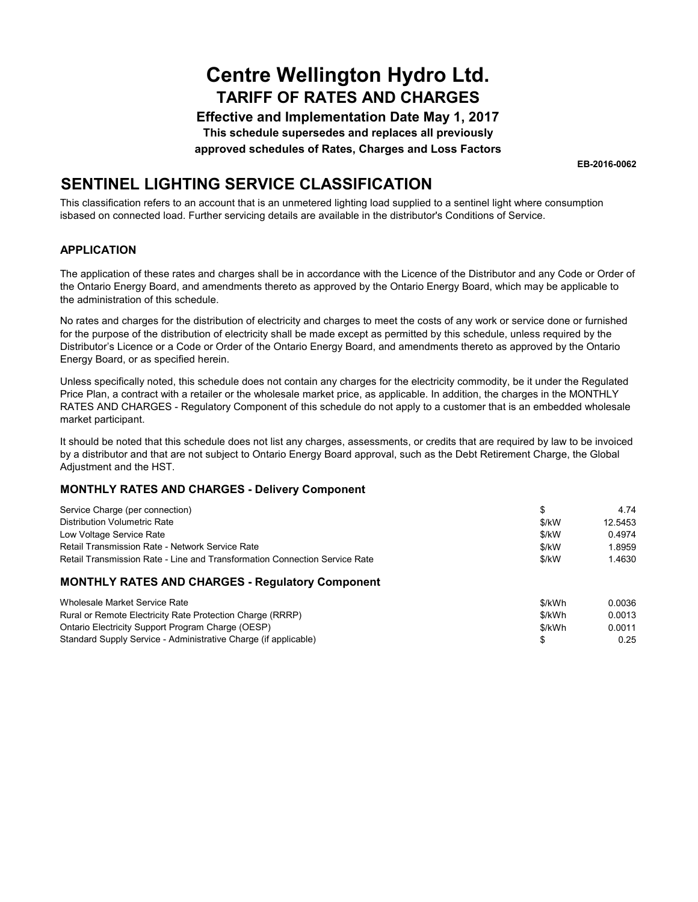# Centre Wellington Hydro Ltd.
## TARIFF OF RATES AND CHARGES
### Effective and Implementation Date May 1, 2017
**This schedule supersedes and replaces all previously approved schedules of Rates, Charges and Loss Factors**

**EB-2016-0062**

## SENTINEL LIGHTING SERVICE CLASSIFICATION

This classification refers to an account that is an unmetered lighting load supplied to a sentinel light where consumption isbased on connected load. Further servicing details are available in the distributor's Conditions of Service.

### APPLICATION

The application of these rates and charges shall be in accordance with the Licence of the Distributor and any Code or Order of the Ontario Energy Board, and amendments thereto as approved by the Ontario Energy Board, which may be applicable to the administration of this schedule.

No rates and charges for the distribution of electricity and charges to meet the costs of any work or service done or furnished for the purpose of the distribution of electricity shall be made except as permitted by this schedule, unless required by the Distributor's Licence or a Code or Order of the Ontario Energy Board, and amendments thereto as approved by the Ontario Energy Board, or as specified herein.

Unless specifically noted, this schedule does not contain any charges for the electricity commodity, be it under the Regulated Price Plan, a contract with a retailer or the wholesale market price, as applicable. In addition, the charges in the MONTHLY RATES AND CHARGES - Regulatory Component of this schedule do not apply to a customer that is an embedded wholesale market participant.

It should be noted that this schedule does not list any charges, assessments, or credits that are required by law to be invoiced by a distributor and that are not subject to Ontario Energy Board approval, such as the Debt Retirement Charge, the Global Adjustment and the HST.

### MONTHLY RATES AND CHARGES - Delivery Component

| | | |
|---|---|---|
| Service Charge (per connection) | $ | 4.74 |
| Distribution Volumetric Rate | $/kW | 12.5453 |
| Low Voltage Service Rate | $/kW | 0.4974 |
| Retail Transmission Rate - Network Service Rate | $/kW | 1.8959 |
| Retail Transmission Rate - Line and Transformation Connection Service Rate | $/kW | 1.4630 |

### MONTHLY RATES AND CHARGES - Regulatory Component

| | | |
|---|---|---|
| Wholesale Market Service Rate | $/kWh | 0.0036 |
| Rural or Remote Electricity Rate Protection Charge (RRRP) | $/kWh | 0.0013 |
| Ontario Electricity Support Program Charge (OESP) | $/kWh | 0.0011 |
| Standard Supply Service - Administrative Charge (if applicable) | $ | 0.25 |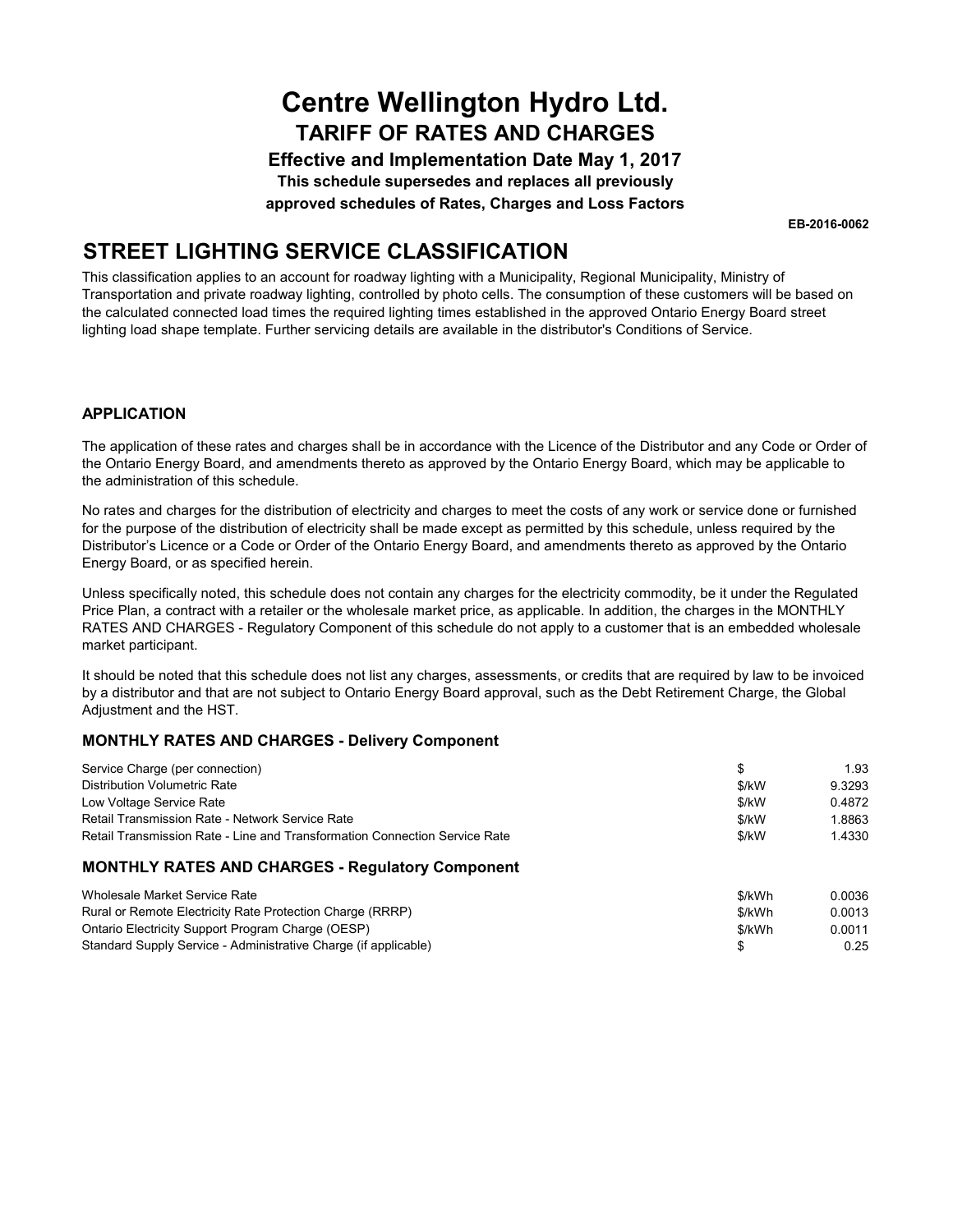# Centre Wellington Hydro Ltd.

## TARIFF OF RATES AND CHARGES

**Effective and Implementation Date May 1, 2017**

**This schedule supersedes and replaces all previously approved schedules of Rates, Charges and Loss Factors**

**EB-2016-0062**

## STREET LIGHTING SERVICE CLASSIFICATION

This classification applies to an account for roadway lighting with a Municipality, Regional Municipality, Ministry of Transportation and private roadway lighting, controlled by photo cells. The consumption of these customers will be based on the calculated connected load times the required lighting times established in the approved Ontario Energy Board street lighting load shape template. Further servicing details are available in the distributor's Conditions of Service.

### APPLICATION

The application of these rates and charges shall be in accordance with the Licence of the Distributor and any Code or Order of the Ontario Energy Board, and amendments thereto as approved by the Ontario Energy Board, which may be applicable to the administration of this schedule.

No rates and charges for the distribution of electricity and charges to meet the costs of any work or service done or furnished for the purpose of the distribution of electricity shall be made except as permitted by this schedule, unless required by the Distributor's Licence or a Code or Order of the Ontario Energy Board, and amendments thereto as approved by the Ontario Energy Board, or as specified herein.

Unless specifically noted, this schedule does not contain any charges for the electricity commodity, be it under the Regulated Price Plan, a contract with a retailer or the wholesale market price, as applicable. In addition, the charges in the MONTHLY RATES AND CHARGES - Regulatory Component of this schedule do not apply to a customer that is an embedded wholesale market participant.

It should be noted that this schedule does not list any charges, assessments, or credits that are required by law to be invoiced by a distributor and that are not subject to Ontario Energy Board approval, such as the Debt Retirement Charge, the Global Adjustment and the HST.

### MONTHLY RATES AND CHARGES - Delivery Component

| | | |
|---|---|---|
| Service Charge (per connection) | $ | 1.93 |
| Distribution Volumetric Rate | $/kW | 9.3293 |
| Low Voltage Service Rate | $/kW | 0.4872 |
| Retail Transmission Rate - Network Service Rate | $/kW | 1.8863 |
| Retail Transmission Rate - Line and Transformation Connection Service Rate | $/kW | 1.4330 |

### MONTHLY RATES AND CHARGES - Regulatory Component

| | | |
|---|---|---|
| Wholesale Market Service Rate | $/kWh | 0.0036 |
| Rural or Remote Electricity Rate Protection Charge (RRRP) | $/kWh | 0.0013 |
| Ontario Electricity Support Program Charge (OESP) | $/kWh | 0.0011 |
| Standard Supply Service - Administrative Charge (if applicable) | $ | 0.25 |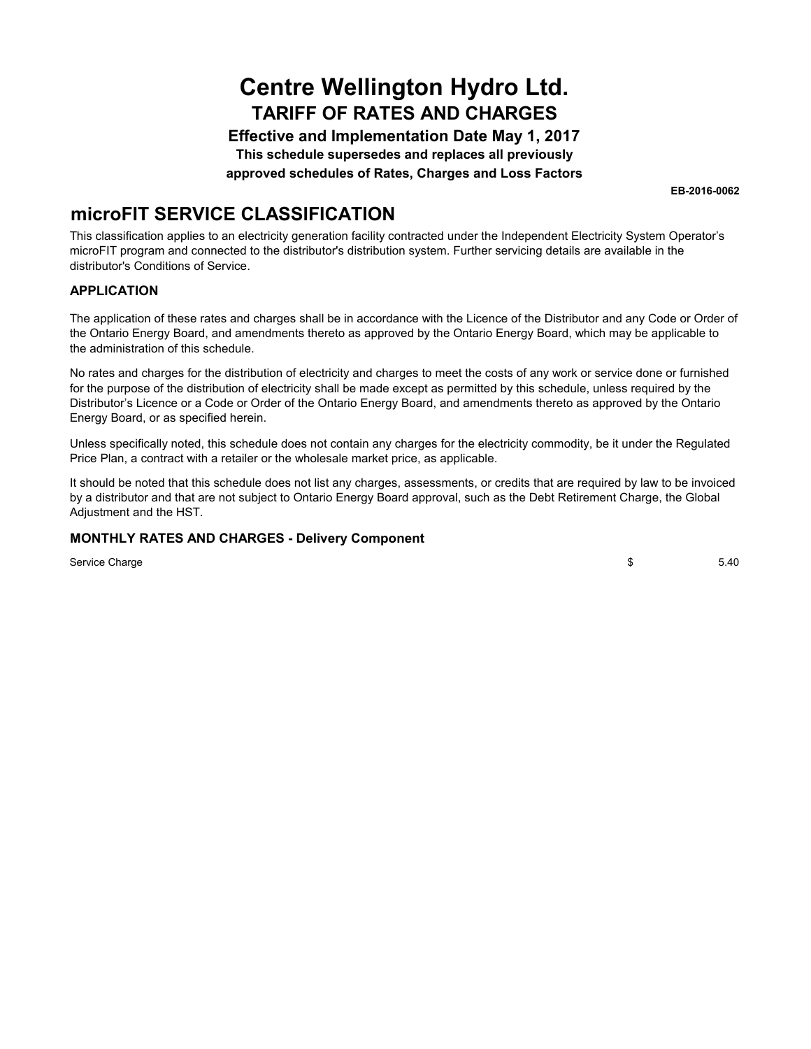# Centre Wellington Hydro Ltd.
## TARIFF OF RATES AND CHARGES
### Effective and Implementation Date May 1, 2017
**This schedule supersedes and replaces all previously approved schedules of Rates, Charges and Loss Factors**

**EB-2016-0062**

## microFIT SERVICE CLASSIFICATION

This classification applies to an electricity generation facility contracted under the Independent Electricity System Operator's microFIT program and connected to the distributor's distribution system. Further servicing details are available in the distributor's Conditions of Service.

### APPLICATION

The application of these rates and charges shall be in accordance with the Licence of the Distributor and any Code or Order of the Ontario Energy Board, and amendments thereto as approved by the Ontario Energy Board, which may be applicable to the administration of this schedule.

No rates and charges for the distribution of electricity and charges to meet the costs of any work or service done or furnished for the purpose of the distribution of electricity shall be made except as permitted by this schedule, unless required by the Distributor's Licence or a Code or Order of the Ontario Energy Board, and amendments thereto as approved by the Ontario Energy Board, or as specified herein.

Unless specifically noted, this schedule does not contain any charges for the electricity commodity, be it under the Regulated Price Plan, a contract with a retailer or the wholesale market price, as applicable.

It should be noted that this schedule does not list any charges, assessments, or credits that are required by law to be invoiced by a distributor and that are not subject to Ontario Energy Board approval, such as the Debt Retirement Charge, the Global Adjustment and the HST.

### MONTHLY RATES AND CHARGES - Delivery Component

| | | |
|---|---|---|
| Service Charge | $ | 5.40 |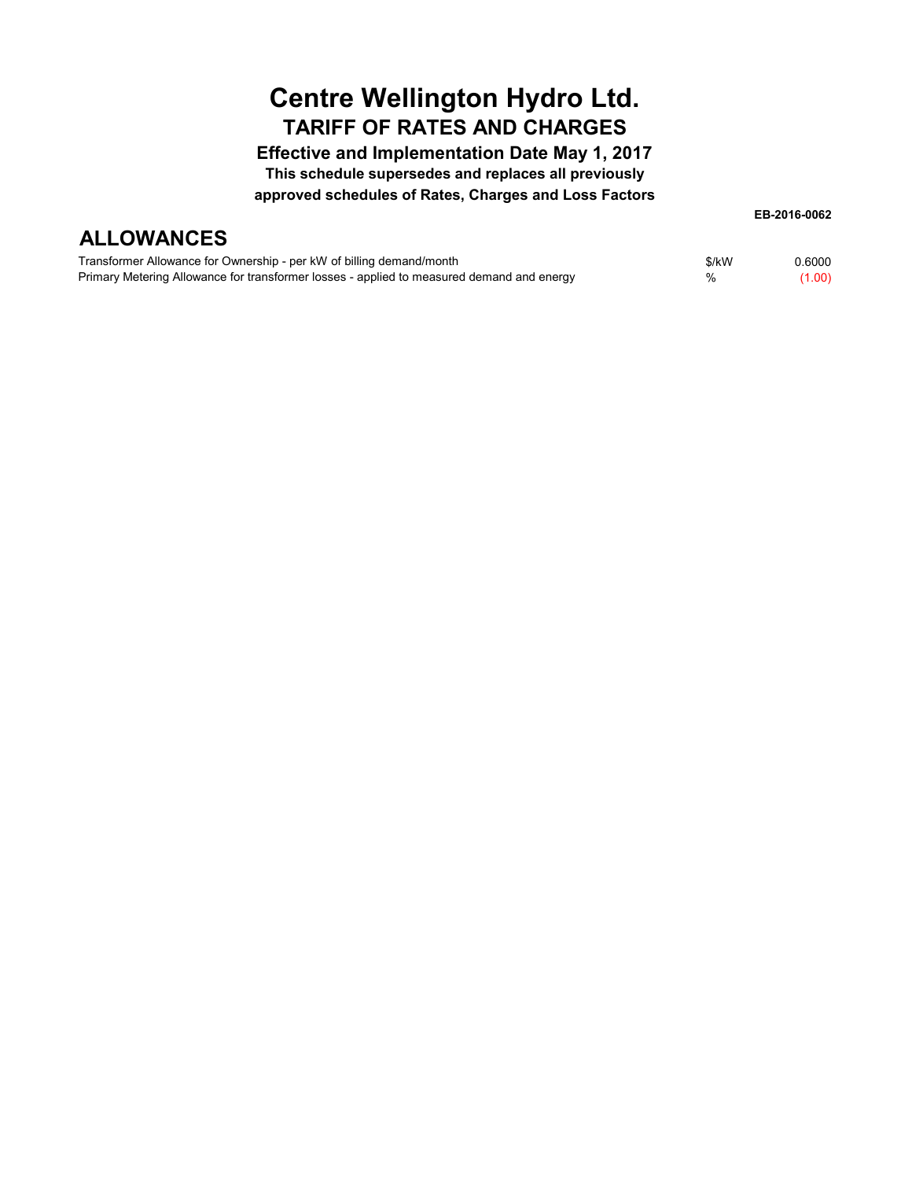# Centre Wellington Hydro Ltd.

## TARIFF OF RATES AND CHARGES

### Effective and Implementation Date May 1, 2017

**This schedule supersedes and replaces all previously approved schedules of Rates, Charges and Loss Factors**

**EB-2016-0062**

## ALLOWANCES

| | | |
|---|---|---|
| Transformer Allowance for Ownership - per kW of billing demand/month | $/kW | 0.6000 |
| Primary Metering Allowance for transformer losses - applied to measured demand and energy | % | (1.00) |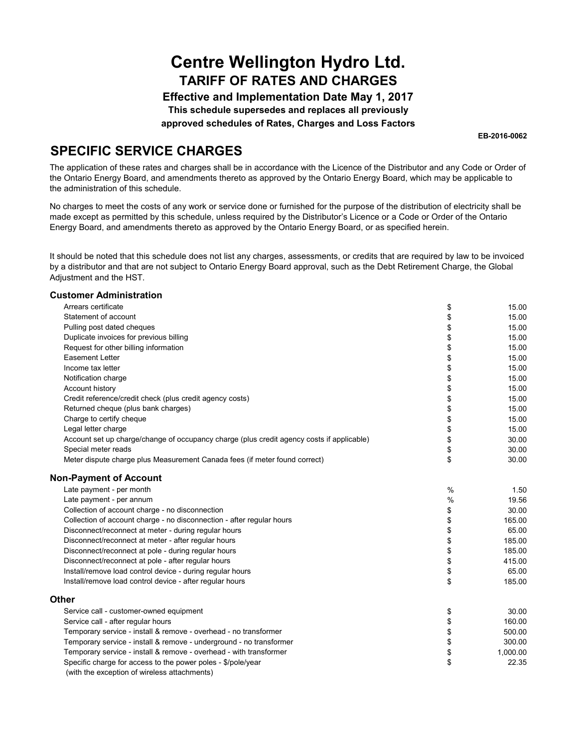# Centre Wellington Hydro Ltd.

## TARIFF OF RATES AND CHARGES

**Effective and Implementation Date May 1, 2017**

**This schedule supersedes and replaces all previously approved schedules of Rates, Charges and Loss Factors**

**EB-2016-0062**

## SPECIFIC SERVICE CHARGES

The application of these rates and charges shall be in accordance with the Licence of the Distributor and any Code or Order of the Ontario Energy Board, and amendments thereto as approved by the Ontario Energy Board, which may be applicable to the administration of this schedule.

No charges to meet the costs of any work or service done or furnished for the purpose of the distribution of electricity shall be made except as permitted by this schedule, unless required by the Distributor's Licence or a Code or Order of the Ontario Energy Board, and amendments thereto as approved by the Ontario Energy Board, or as specified herein.

It should be noted that this schedule does not list any charges, assessments, or credits that are required by law to be invoiced by a distributor and that are not subject to Ontario Energy Board approval, such as the Debt Retirement Charge, the Global Adjustment and the HST.

### Customer Administration

| | | |
|---|---|---|
| Arrears certificate | $ | 15.00 |
| Statement of account | $ | 15.00 |
| Pulling post dated cheques | $ | 15.00 |
| Duplicate invoices for previous billing | $ | 15.00 |
| Request for other billing information | $ | 15.00 |
| Easement Letter | $ | 15.00 |
| Income tax letter | $ | 15.00 |
| Notification charge | $ | 15.00 |
| Account history | $ | 15.00 |
| Credit reference/credit check (plus credit agency costs) | $ | 15.00 |
| Returned cheque (plus bank charges) | $ | 15.00 |
| Charge to certify cheque | $ | 15.00 |
| Legal letter charge | $ | 15.00 |
| Account set up charge/change of occupancy charge (plus credit agency costs if applicable) | $ | 30.00 |
| Special meter reads | $ | 30.00 |
| Meter dispute charge plus Measurement Canada fees (if meter found correct) | $ | 30.00 |

### Non-Payment of Account

| | | |
|---|---|---|
| Late payment - per month | % | 1.50 |
| Late payment - per annum | % | 19.56 |
| Collection of account charge - no disconnection | $ | 30.00 |
| Collection of account charge - no disconnection - after regular hours | $ | 165.00 |
| Disconnect/reconnect at meter - during regular hours | $ | 65.00 |
| Disconnect/reconnect at meter - after regular hours | $ | 185.00 |
| Disconnect/reconnect at pole - during regular hours | $ | 185.00 |
| Disconnect/reconnect at pole - after regular hours | $ | 415.00 |
| Install/remove load control device - during regular hours | $ | 65.00 |
| Install/remove load control device - after regular hours | $ | 185.00 |

### Other

| | | |
|---|---|---|
| Service call - customer-owned equipment | $ | 30.00 |
| Service call - after regular hours | $ | 160.00 |
| Temporary service - install & remove - overhead - no transformer | $ | 500.00 |
| Temporary service - install & remove - underground - no transformer | $ | 300.00 |
| Temporary service - install & remove - overhead - with transformer | $ | 1,000.00 |
| Specific charge for access to the power poles - $/pole/year (with the exception of wireless attachments) | $ | 22.35 |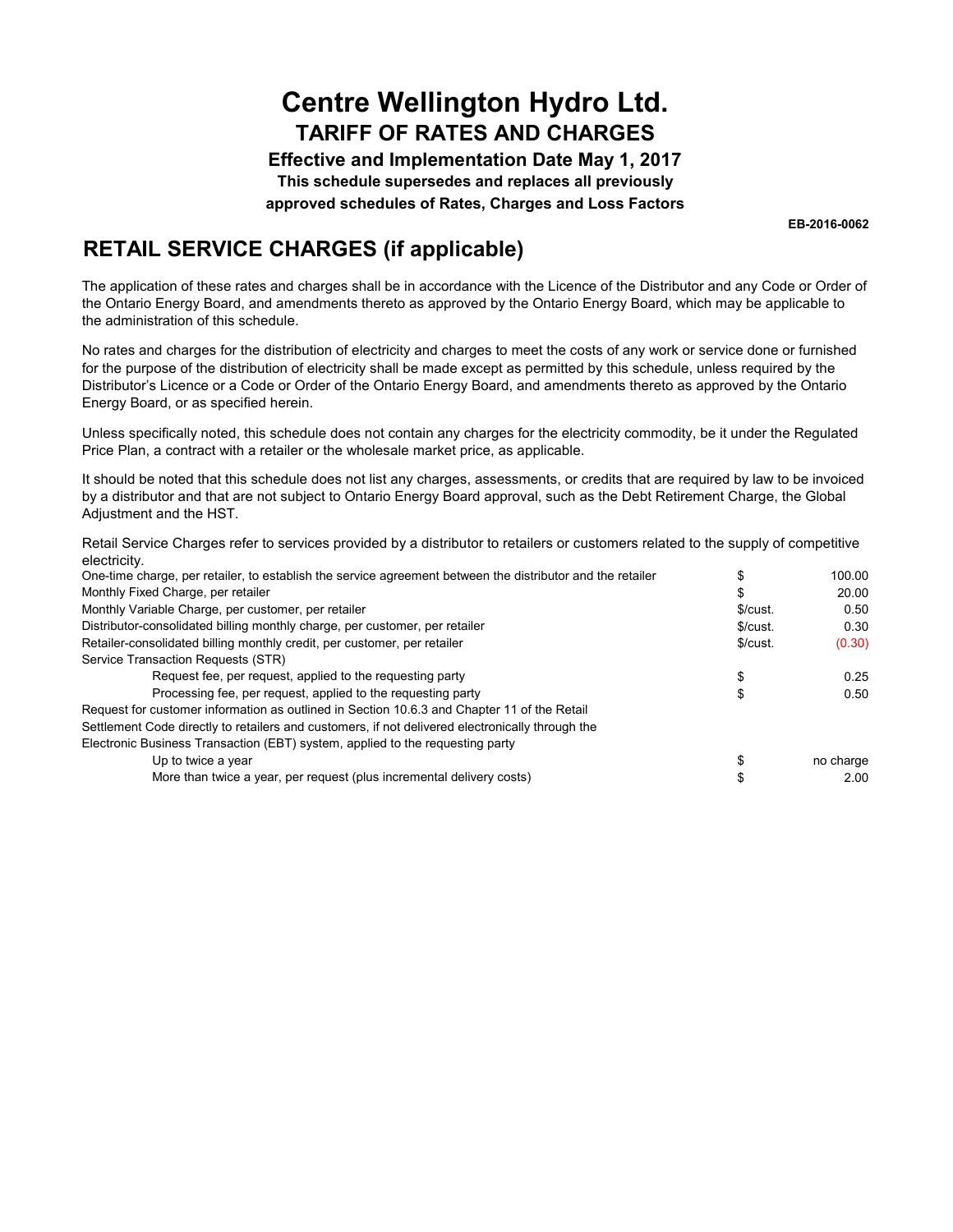# Centre Wellington Hydro Ltd.

## TARIFF OF RATES AND CHARGES

**Effective and Implementation Date May 1, 2017**

**This schedule supersedes and replaces all previously approved schedules of Rates, Charges and Loss Factors**

**EB-2016-0062**

## RETAIL SERVICE CHARGES (if applicable)

The application of these rates and charges shall be in accordance with the Licence of the Distributor and any Code or Order of the Ontario Energy Board, and amendments thereto as approved by the Ontario Energy Board, which may be applicable to the administration of this schedule.

No rates and charges for the distribution of electricity and charges to meet the costs of any work or service done or furnished for the purpose of the distribution of electricity shall be made except as permitted by this schedule, unless required by the Distributor's Licence or a Code or Order of the Ontario Energy Board, and amendments thereto as approved by the Ontario Energy Board, or as specified herein.

Unless specifically noted, this schedule does not contain any charges for the electricity commodity, be it under the Regulated Price Plan, a contract with a retailer or the wholesale market price, as applicable.

It should be noted that this schedule does not list any charges, assessments, or credits that are required by law to be invoiced by a distributor and that are not subject to Ontario Energy Board approval, such as the Debt Retirement Charge, the Global Adjustment and the HST.

Retail Service Charges refer to services provided by a distributor to retailers or customers related to the supply of competitive electricity.

| Description | Unit | Amount |
|---|---|---|
| One-time charge, per retailer, to establish the service agreement between the distributor and the retailer | $ | 100.00 |
| Monthly Fixed Charge, per retailer | $ | 20.00 |
| Monthly Variable Charge, per customer, per retailer | $/cust. | 0.50 |
| Distributor-consolidated billing monthly charge, per customer, per retailer | $/cust. | 0.30 |
| Retailer-consolidated billing monthly credit, per customer, per retailer | $/cust. | (0.30) |
| Service Transaction Requests (STR) | | |
| Request fee, per request, applied to the requesting party | $ | 0.25 |
| Processing fee, per request, applied to the requesting party | $ | 0.50 |
| Request for customer information as outlined in Section 10.6.3 and Chapter 11 of the Retail Settlement Code directly to retailers and customers, if not delivered electronically through the Electronic Business Transaction (EBT) system, applied to the requesting party | | |
| Up to twice a year | $ | no charge |
| More than twice a year, per request (plus incremental delivery costs) | $ | 2.00 |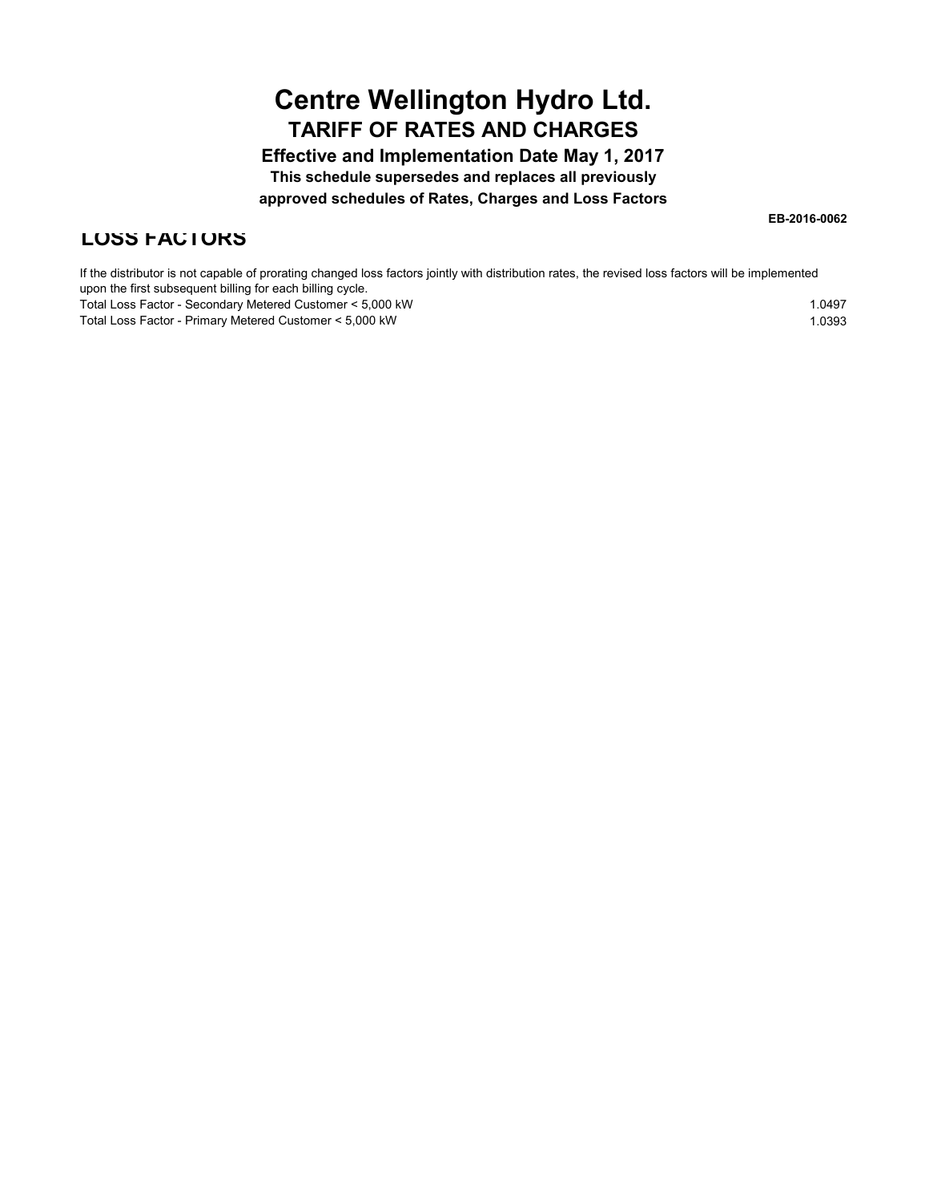# Centre Wellington Hydro Ltd.

## TARIFF OF RATES AND CHARGES

### Effective and Implementation Date May 1, 2017

**This schedule supersedes and replaces all previously approved schedules of Rates, Charges and Loss Factors**

**EB-2016-0062**

## LOSS FACTORS

If the distributor is not capable of prorating changed loss factors jointly with distribution rates, the revised loss factors will be implemented upon the first subsequent billing for each billing cycle.

| | |
|---|---|
| Total Loss Factor - Secondary Metered Customer < 5,000 kW | 1.0497 |
| Total Loss Factor - Primary Metered Customer < 5,000 kW | 1.0393 |